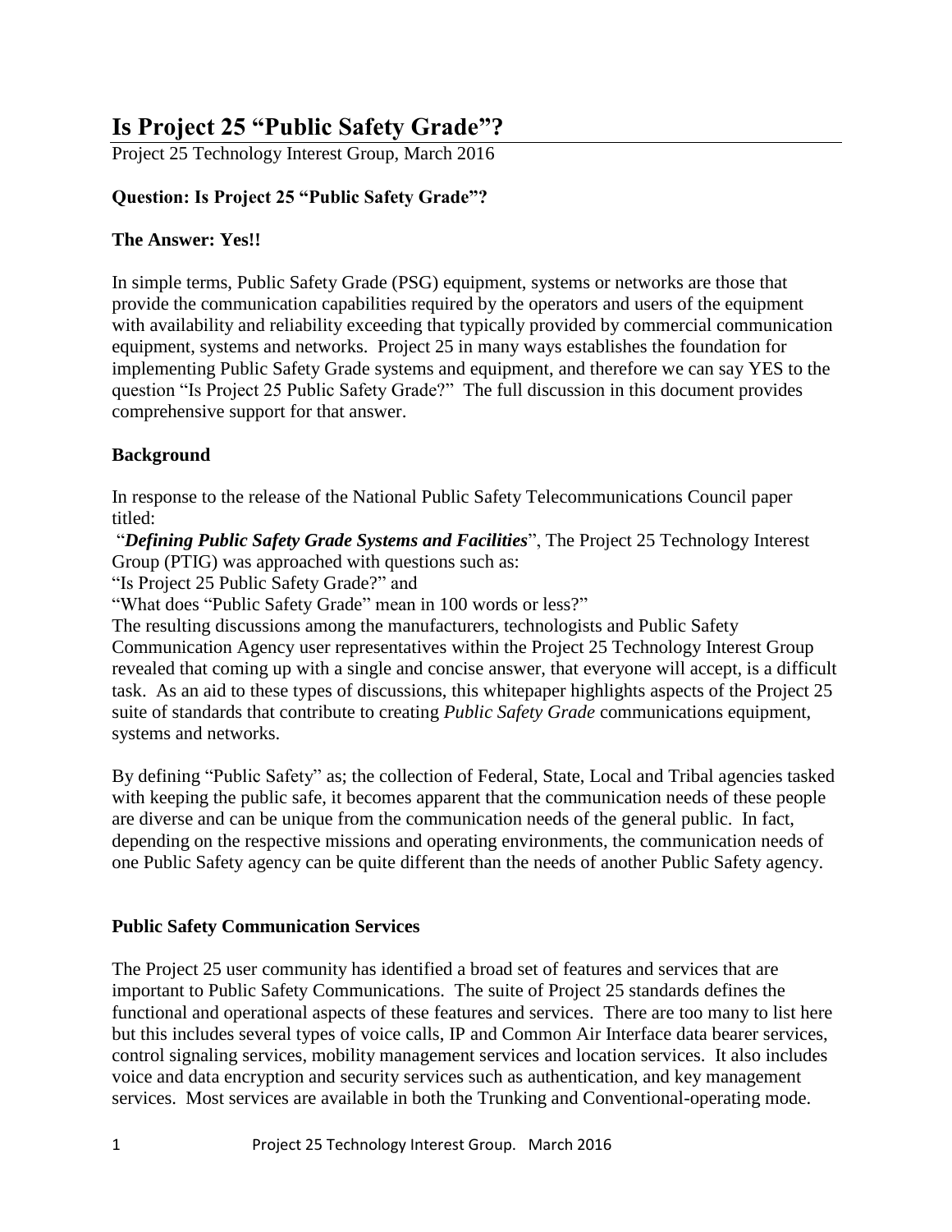# Is Project 25 "Public Safety Grade"?

Project 25 Technology Interest Group, March 2016

**Question: Is Project 25 "Public Safety Grade"?**

**The Answer: Yes!!**

In simple terms, Public Safety Grade (PSG) equipment, systems or networks are those that provide the communication capabilities required by the operators and users of the equipment with availability and reliability exceeding that typically provided by commercial communication equipment, systems and networks. Project 25 in many ways establishes the foundation for implementing Public Safety Grade systems and equipment, and therefore we can say YES to the question "Is Project 25 Public Safety Grade?" The full discussion in this document provides comprehensive support for that answer.

**Background**

In response to the release of the National Public Safety Telecommunications Council paper titled:

"***Defining Public Safety Grade Systems and Facilities***", The Project 25 Technology Interest Group (PTIG) was approached with questions such as:

"Is Project 25 Public Safety Grade?" and

"What does "Public Safety Grade" mean in 100 words or less?"

The resulting discussions among the manufacturers, technologists and Public Safety Communication Agency user representatives within the Project 25 Technology Interest Group revealed that coming up with a single and concise answer, that everyone will accept, is a difficult task. As an aid to these types of discussions, this whitepaper highlights aspects of the Project 25 suite of standards that contribute to creating *Public Safety Grade* communications equipment, systems and networks.

By defining "Public Safety" as; the collection of Federal, State, Local and Tribal agencies tasked with keeping the public safe, it becomes apparent that the communication needs of these people are diverse and can be unique from the communication needs of the general public. In fact, depending on the respective missions and operating environments, the communication needs of one Public Safety agency can be quite different than the needs of another Public Safety agency.

**Public Safety Communication Services**

The Project 25 user community has identified a broad set of features and services that are important to Public Safety Communications. The suite of Project 25 standards defines the functional and operational aspects of these features and services. There are too many to list here but this includes several types of voice calls, IP and Common Air Interface data bearer services, control signaling services, mobility management services and location services. It also includes voice and data encryption and security services such as authentication, and key management services. Most services are available in both the Trunking and Conventional-operating mode.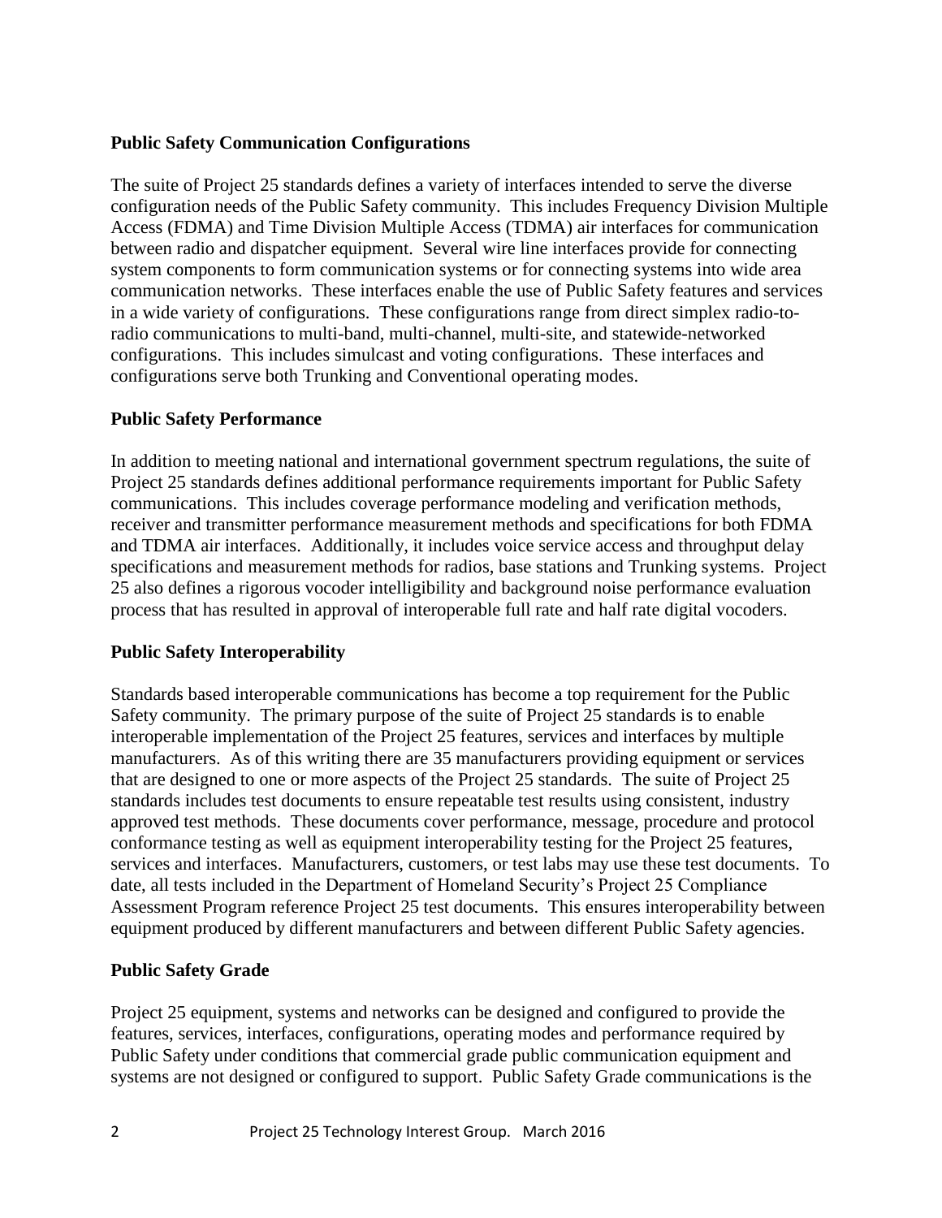**Public Safety Communication Configurations**

The suite of Project 25 standards defines a variety of interfaces intended to serve the diverse configuration needs of the Public Safety community. This includes Frequency Division Multiple Access (FDMA) and Time Division Multiple Access (TDMA) air interfaces for communication between radio and dispatcher equipment. Several wire line interfaces provide for connecting system components to form communication systems or for connecting systems into wide area communication networks. These interfaces enable the use of Public Safety features and services in a wide variety of configurations. These configurations range from direct simplex radio-to-radio communications to multi-band, multi-channel, multi-site, and statewide-networked configurations. This includes simulcast and voting configurations. These interfaces and configurations serve both Trunking and Conventional operating modes.

**Public Safety Performance**

In addition to meeting national and international government spectrum regulations, the suite of Project 25 standards defines additional performance requirements important for Public Safety communications. This includes coverage performance modeling and verification methods, receiver and transmitter performance measurement methods and specifications for both FDMA and TDMA air interfaces. Additionally, it includes voice service access and throughput delay specifications and measurement methods for radios, base stations and Trunking systems. Project 25 also defines a rigorous vocoder intelligibility and background noise performance evaluation process that has resulted in approval of interoperable full rate and half rate digital vocoders.

**Public Safety Interoperability**

Standards based interoperable communications has become a top requirement for the Public Safety community. The primary purpose of the suite of Project 25 standards is to enable interoperable implementation of the Project 25 features, services and interfaces by multiple manufacturers. As of this writing there are 35 manufacturers providing equipment or services that are designed to one or more aspects of the Project 25 standards. The suite of Project 25 standards includes test documents to ensure repeatable test results using consistent, industry approved test methods. These documents cover performance, message, procedure and protocol conformance testing as well as equipment interoperability testing for the Project 25 features, services and interfaces. Manufacturers, customers, or test labs may use these test documents. To date, all tests included in the Department of Homeland Security's Project 25 Compliance Assessment Program reference Project 25 test documents. This ensures interoperability between equipment produced by different manufacturers and between different Public Safety agencies.

**Public Safety Grade**

Project 25 equipment, systems and networks can be designed and configured to provide the features, services, interfaces, configurations, operating modes and performance required by Public Safety under conditions that commercial grade public communication equipment and systems are not designed or configured to support. Public Safety Grade communications is the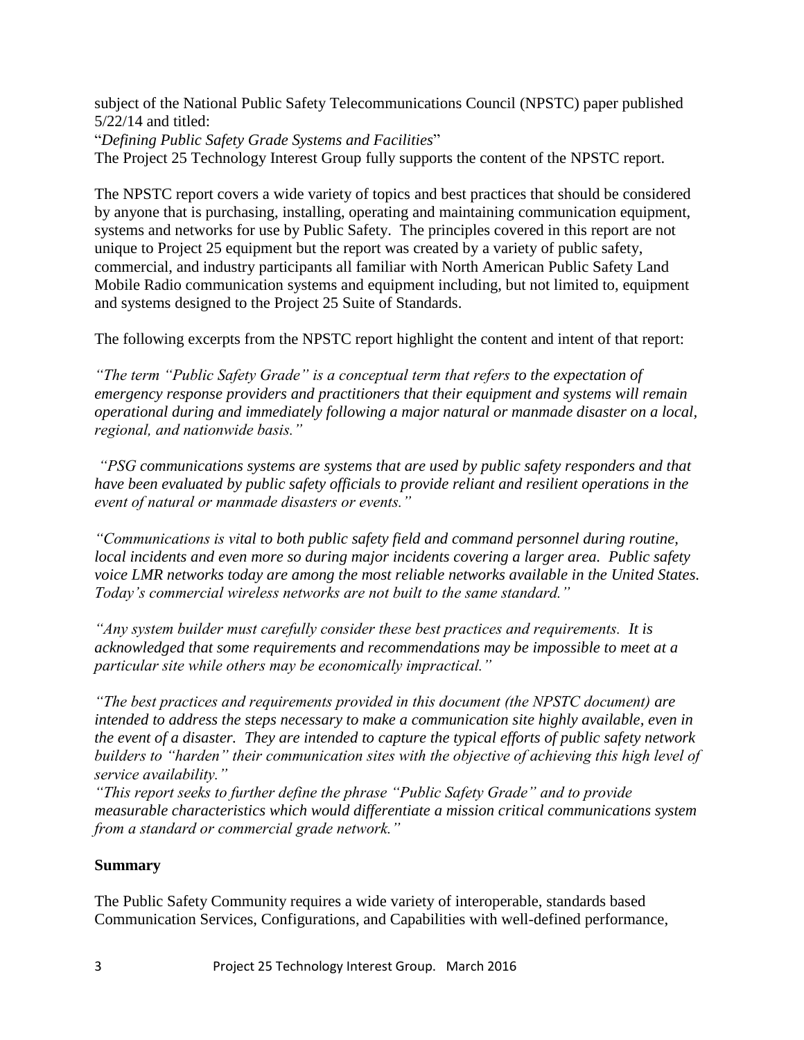subject of the National Public Safety Telecommunications Council (NPSTC) paper published 5/22/14 and titled:
"*Defining Public Safety Grade Systems and Facilities*"
The Project 25 Technology Interest Group fully supports the content of the NPSTC report.

The NPSTC report covers a wide variety of topics and best practices that should be considered by anyone that is purchasing, installing, operating and maintaining communication equipment, systems and networks for use by Public Safety. The principles covered in this report are not unique to Project 25 equipment but the report was created by a variety of public safety, commercial, and industry participants all familiar with North American Public Safety Land Mobile Radio communication systems and equipment including, but not limited to, equipment and systems designed to the Project 25 Suite of Standards.

The following excerpts from the NPSTC report highlight the content and intent of that report:

*"The term "Public Safety Grade" is a conceptual term that refers to the expectation of emergency response providers and practitioners that their equipment and systems will remain operational during and immediately following a major natural or manmade disaster on a local, regional, and nationwide basis."*

*"PSG communications systems are systems that are used by public safety responders and that have been evaluated by public safety officials to provide reliant and resilient operations in the event of natural or manmade disasters or events."*

*"Communications is vital to both public safety field and command personnel during routine, local incidents and even more so during major incidents covering a larger area. Public safety voice LMR networks today are among the most reliable networks available in the United States. Today's commercial wireless networks are not built to the same standard."*

*"Any system builder must carefully consider these best practices and requirements. It is acknowledged that some requirements and recommendations may be impossible to meet at a particular site while others may be economically impractical."*

*"The best practices and requirements provided in this document (the NPSTC document) are intended to address the steps necessary to make a communication site highly available, even in the event of a disaster. They are intended to capture the typical efforts of public safety network builders to "harden" their communication sites with the objective of achieving this high level of service availability."*
*"This report seeks to further define the phrase "Public Safety Grade" and to provide measurable characteristics which would differentiate a mission critical communications system from a standard or commercial grade network."*

**Summary**

The Public Safety Community requires a wide variety of interoperable, standards based Communication Services, Configurations, and Capabilities with well-defined performance,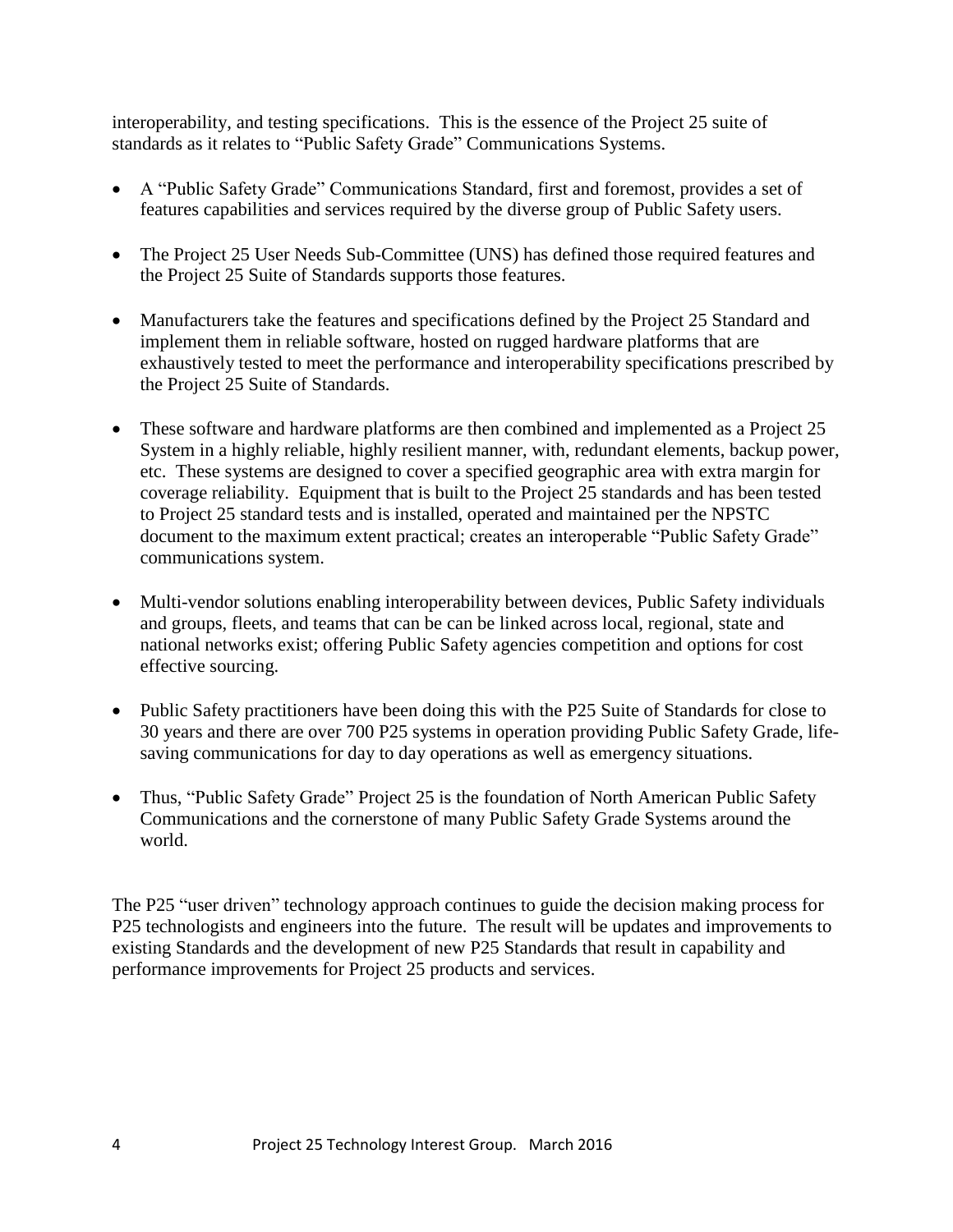interoperability, and testing specifications. This is the essence of the Project 25 suite of standards as it relates to "Public Safety Grade" Communications Systems.

- A "Public Safety Grade" Communications Standard, first and foremost, provides a set of features capabilities and services required by the diverse group of Public Safety users.
- The Project 25 User Needs Sub-Committee (UNS) has defined those required features and the Project 25 Suite of Standards supports those features.
- Manufacturers take the features and specifications defined by the Project 25 Standard and implement them in reliable software, hosted on rugged hardware platforms that are exhaustively tested to meet the performance and interoperability specifications prescribed by the Project 25 Suite of Standards.
- These software and hardware platforms are then combined and implemented as a Project 25 System in a highly reliable, highly resilient manner, with, redundant elements, backup power, etc. These systems are designed to cover a specified geographic area with extra margin for coverage reliability. Equipment that is built to the Project 25 standards and has been tested to Project 25 standard tests and is installed, operated and maintained per the NPSTC document to the maximum extent practical; creates an interoperable "Public Safety Grade" communications system.
- Multi-vendor solutions enabling interoperability between devices, Public Safety individuals and groups, fleets, and teams that can be can be linked across local, regional, state and national networks exist; offering Public Safety agencies competition and options for cost effective sourcing.
- Public Safety practitioners have been doing this with the P25 Suite of Standards for close to 30 years and there are over 700 P25 systems in operation providing Public Safety Grade, life-saving communications for day to day operations as well as emergency situations.
- Thus, "Public Safety Grade" Project 25 is the foundation of North American Public Safety Communications and the cornerstone of many Public Safety Grade Systems around the world.

The P25 "user driven" technology approach continues to guide the decision making process for P25 technologists and engineers into the future. The result will be updates and improvements to existing Standards and the development of new P25 Standards that result in capability and performance improvements for Project 25 products and services.